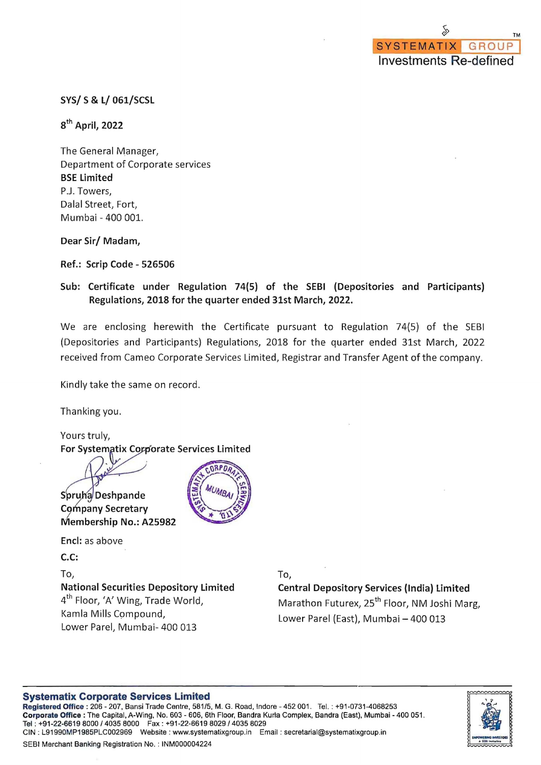SYSTEMATIX GROUP
Investments Re-defined

**SYS/ S & L/ 061/SCSL**

**8th April, 2022**

The General Manager,
Department of Corporate services
**BSE Limited**
P.J. Towers,
Dalal Street, Fort,
Mumbai - 400 001.

**Dear Sir/ Madam,**

**Ref.: Scrip Code - 526506**

**Sub: Certificate under Regulation 74(5) of the SEBI (Depositories and Participants) Regulations, 2018 for the quarter ended 31st March, 2022.**

We are enclosing herewith the Certificate pursuant to Regulation 74(5) of the SEBI (Depositories and Participants) Regulations, 2018 for the quarter ended 31st March, 2022 received from Cameo Corporate Services Limited, Registrar and Transfer Agent of the company.

Kindly take the same on record.

Thanking you.

Yours truly,
**For Systematix Corporate Services Limited**

**Spruha Deshpande**
**Company Secretary**
**Membership No.: A25982**

**Encl:** as above

**C.C:**

To,
**National Securities Depository Limited**
4th Floor, 'A' Wing, Trade World,
Kamla Mills Compound,
Lower Parel, Mumbai- 400 013

To,
**Central Depository Services (India) Limited**
Marathon Futurex, 25th Floor, NM Joshi Marg,
Lower Parel (East), Mumbai – 400 013

**Systematix Corporate Services Limited**
**Registered Office** : 206 - 207, Bansi Trade Centre, 581/5, M. G. Road, Indore - 452 001. Tel. : +91-0731-4068253
**Corporate Office** : The Capital, A-Wing, No. 603 - 606, 6th Floor, Bandra Kurla Complex, Bandra (East), Mumbai - 400 051.
Tel : +91-22-6619 8000 / 4035 8000 Fax : +91-22-6619 8029 / 4035 8029
CIN : L91990MP1985PLC002969 Website : www.systematixgroup.in Email : secretarial@systematixgroup.in
SEBI Merchant Banking Registration No. : INM000004224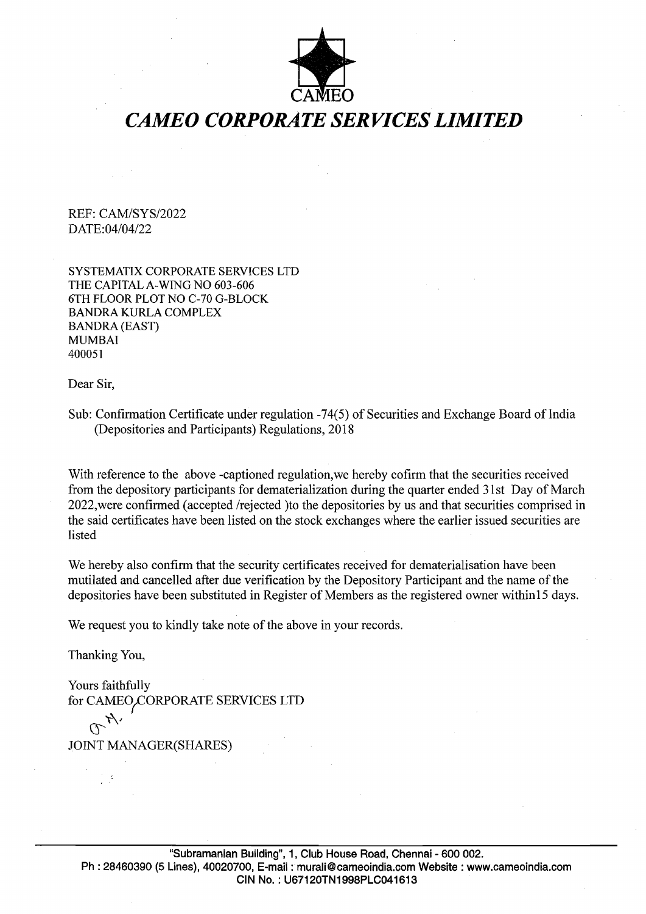CAMEO

# *CAMEO CORPORATE SERVICES LIMITED*

REF: CAM/SYS/2022
DATE:04/04/22

SYSTEMATIX CORPORATE SERVICES LTD
THE CAPITAL A-WING NO 603-606
6TH FLOOR PLOT NO C-70 G-BLOCK
BANDRA KURLA COMPLEX
BANDRA (EAST)
MUMBAI
400051

Dear Sir,

Sub: Confirmation Certificate under regulation -74(5) of Securities and Exchange Board of India (Depositories and Participants) Regulations, 2018

With reference to the above -captioned regulation,we hereby cofirm that the securities received from the depository participants for dematerialization during the quarter ended 31st Day of March 2022,were confirmed (accepted /rejected )to the depositories by us and that securities comprised in the said certificates have been listed on the stock exchanges where the earlier issued securities are listed

We hereby also confirm that the security certificates received for dematerialisation have been mutilated and cancelled after due verification by the Depository Participant and the name of the depositories have been substituted in Register of Members as the registered owner within15 days.

We request you to kindly take note of the above in your records.

Thanking You,

Yours faithfully
for CAMEO CORPORATE SERVICES LTD

JOINT MANAGER(SHARES)

"Subramanian Building", 1, Club House Road, Chennai - 600 002.
Ph : 28460390 (5 Lines), 40020700, E-mail : murali@cameoindia.com Website : www.cameoindia.com
CIN No. : U67120TN1998PLC041613